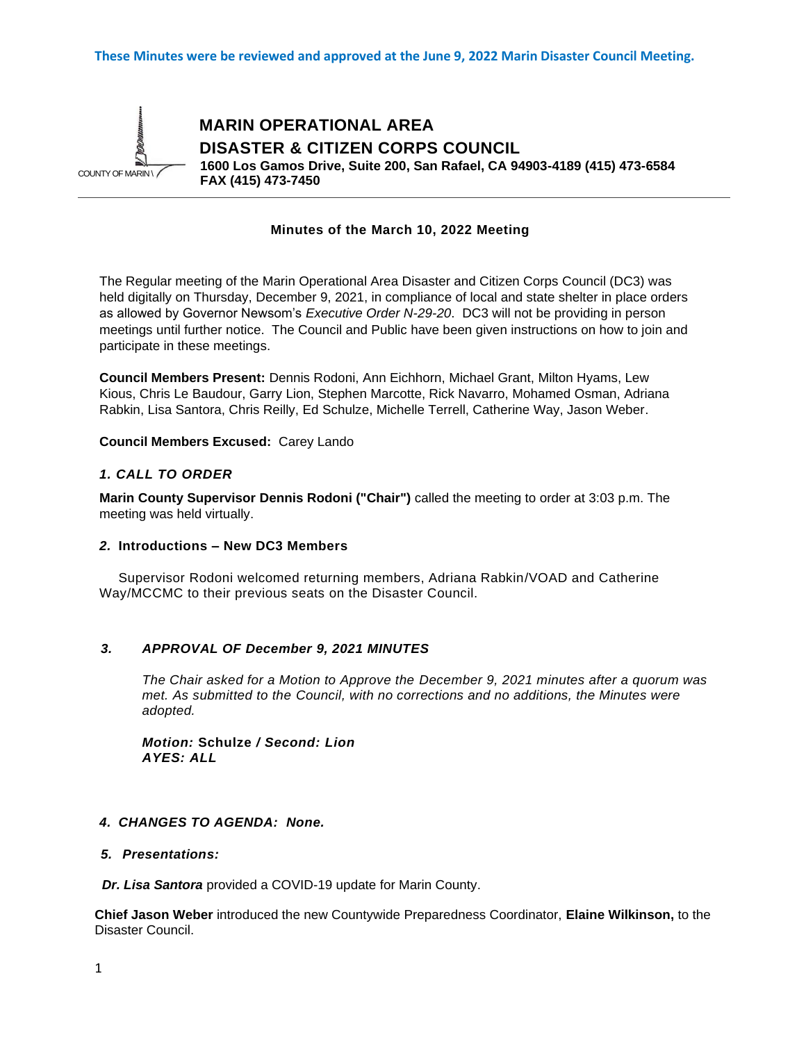These Minutes were be reviewed and approved at the June 9, 2022 Marin Disaster Council Meeting.

COUNTY OF MARIN

# MARIN OPERATIONAL AREA
# DISASTER & CITIZEN CORPS COUNCIL

**1600 Los Gamos Drive, Suite 200, San Rafael, CA 94903-4189 (415) 473-6584**
**FAX (415) 473-7450**

---

**Minutes of the March 10, 2022 Meeting**

The Regular meeting of the Marin Operational Area Disaster and Citizen Corps Council (DC3) was held digitally on Thursday, December 9, 2021, in compliance of local and state shelter in place orders as allowed by Governor Newsom's *Executive Order N-29-20*. DC3 will not be providing in person meetings until further notice. The Council and Public have been given instructions on how to join and participate in these meetings.

**Council Members Present:** Dennis Rodoni, Ann Eichhorn, Michael Grant, Milton Hyams, Lew Kious, Chris Le Baudour, Garry Lion, Stephen Marcotte, Rick Navarro, Mohamed Osman, Adriana Rabkin, Lisa Santora, Chris Reilly, Ed Schulze, Michelle Terrell, Catherine Way, Jason Weber.

**Council Members Excused:** Carey Lando

### *1. CALL TO ORDER*

**Marin County Supervisor Dennis Rodoni ("Chair")** called the meeting to order at 3:03 p.m. The meeting was held virtually.

### *2.* Introductions – New DC3 Members

Supervisor Rodoni welcomed returning members, Adriana Rabkin/VOAD and Catherine Way/MCCMC to their previous seats on the Disaster Council.

### *3. APPROVAL OF December 9, 2021 MINUTES*

*The Chair asked for a Motion to Approve the December 9, 2021 minutes after a quorum was met. As submitted to the Council, with no corrections and no additions, the Minutes were adopted.*

***Motion:* Schulze / *Second:* Lion**
***AYES: ALL***

### *4. CHANGES TO AGENDA: None.*

### *5. Presentations:*

***Dr. Lisa Santora*** provided a COVID-19 update for Marin County.

**Chief Jason Weber** introduced the new Countywide Preparedness Coordinator, **Elaine Wilkinson,** to the Disaster Council.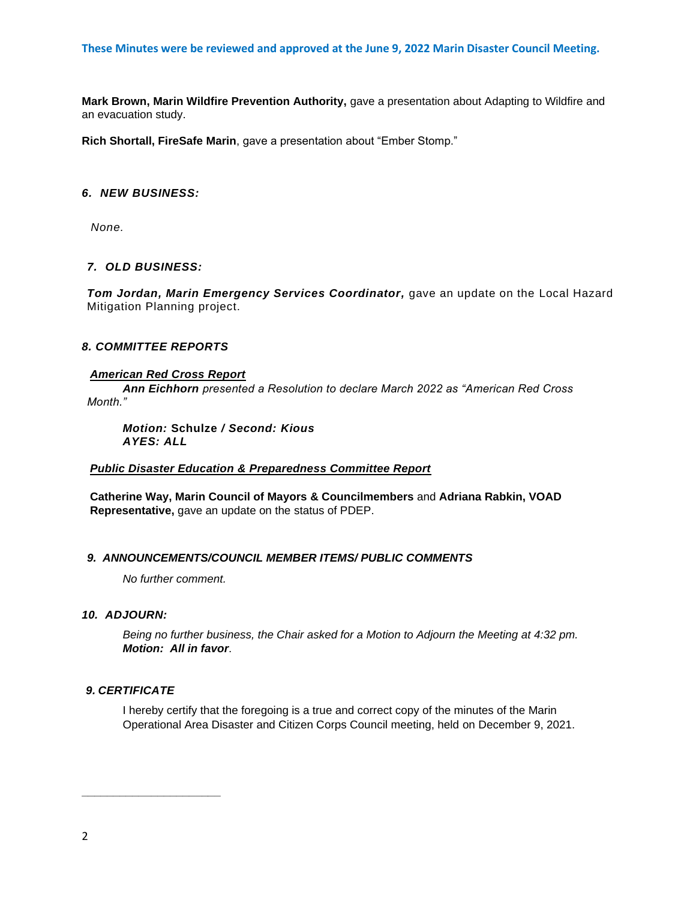These Minutes were be reviewed and approved at the June 9, 2022 Marin Disaster Council Meeting.

**Mark Brown, Marin Wildfire Prevention Authority,** gave a presentation about Adapting to Wildfire and an evacuation study.

**Rich Shortall, FireSafe Marin**, gave a presentation about "Ember Stomp."

### *6. NEW BUSINESS:*

*None.*

### *7. OLD BUSINESS:*

***Tom Jordan, Marin Emergency Services Coordinator,*** gave an update on the Local Hazard Mitigation Planning project.

### *8. COMMITTEE REPORTS*

***American Red Cross Report***

***Ann Eichhorn*** *presented a Resolution to declare March 2022 as "American Red Cross Month."*

***Motion:*** **Schulze /** ***Second: Kious***
***AYES: ALL***

***Public Disaster Education & Preparedness Committee Report***

**Catherine Way, Marin Council of Mayors & Councilmembers** and **Adriana Rabkin, VOAD Representative,** gave an update on the status of PDEP.

### *9. ANNOUNCEMENTS/COUNCIL MEMBER ITEMS/ PUBLIC COMMENTS*

*No further comment.*

### *10. ADJOURN:*

*Being no further business, the Chair asked for a Motion to Adjourn the Meeting at 4:32 pm.*
***Motion: All in favor***.

### *9. CERTIFICATE*

I hereby certify that the foregoing is a true and correct copy of the minutes of the Marin Operational Area Disaster and Citizen Corps Council meeting, held on December 9, 2021.

\_\_\_\_\_\_\_\_\_\_\_\_\_\_\_\_\_\_\_\_\_\_\_\_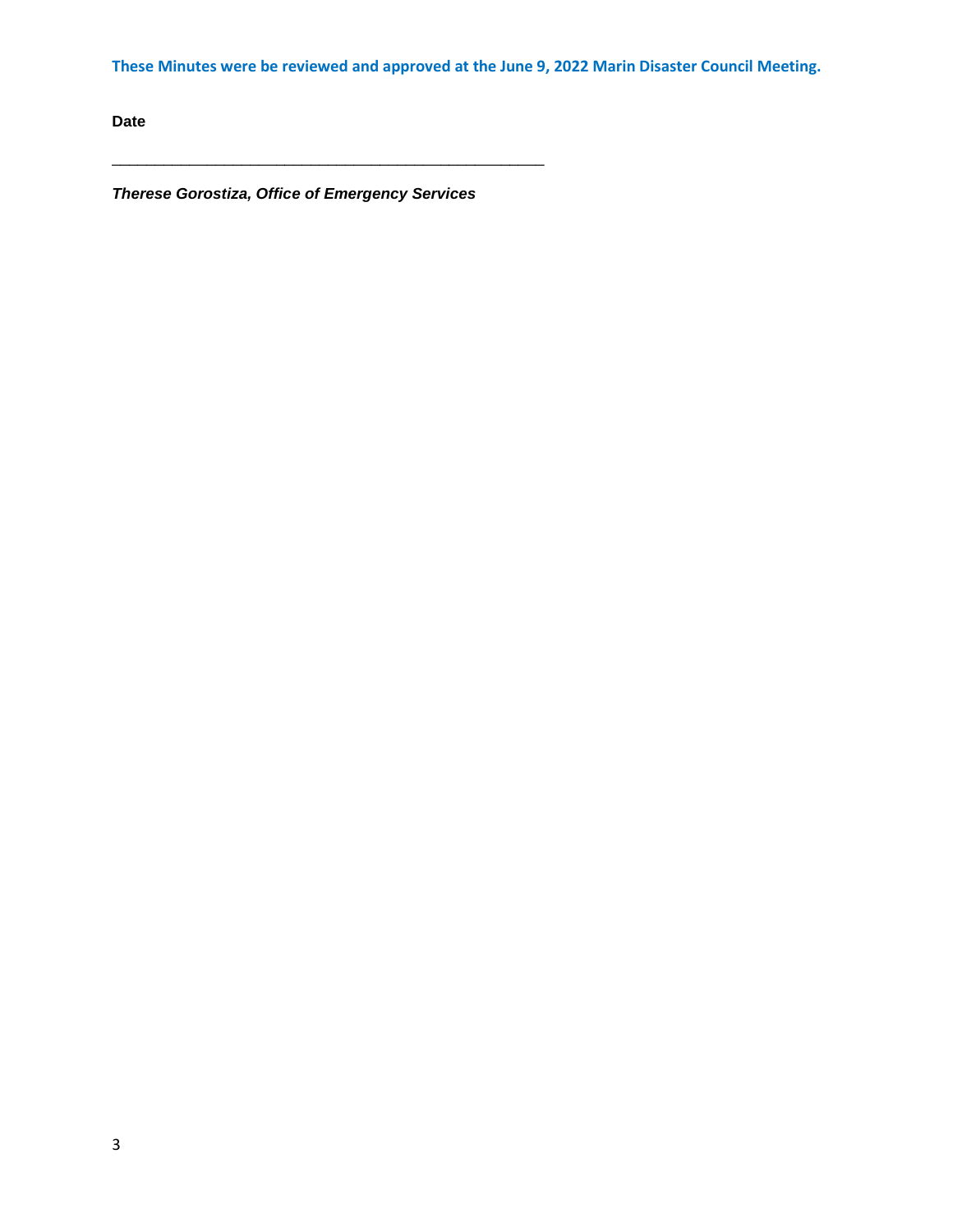**These Minutes were be reviewed and approved at the June 9, 2022 Marin Disaster Council Meeting.**

**Date**

______________________________________________________

***Therese Gorostiza, Office of Emergency Services***